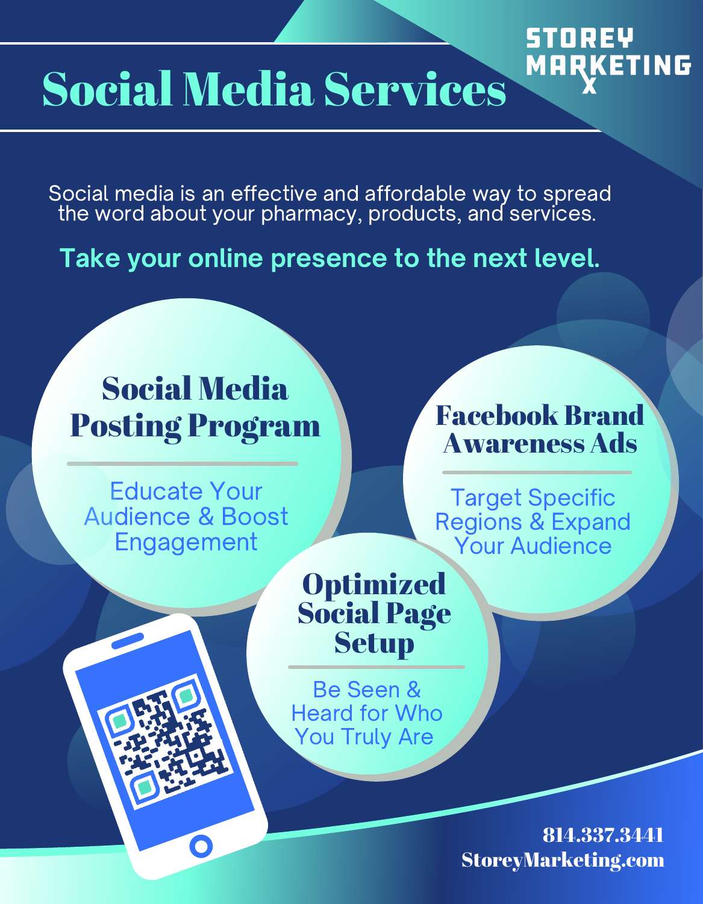STOREY MARKETING

# Social Media Services

Social media is an effective and affordable way to spread the word about your pharmacy, products, and services.

**Take your online presence to the next level.**

## Social Media Posting Program

Educate Your Audience & Boost Engagement

## Facebook Brand Awareness Ads

Target Specific Regions & Expand Your Audience

## Optimized Social Page Setup

Be Seen & Heard for Who You Truly Are

**814.337.3441**
**StoreyMarketing.com**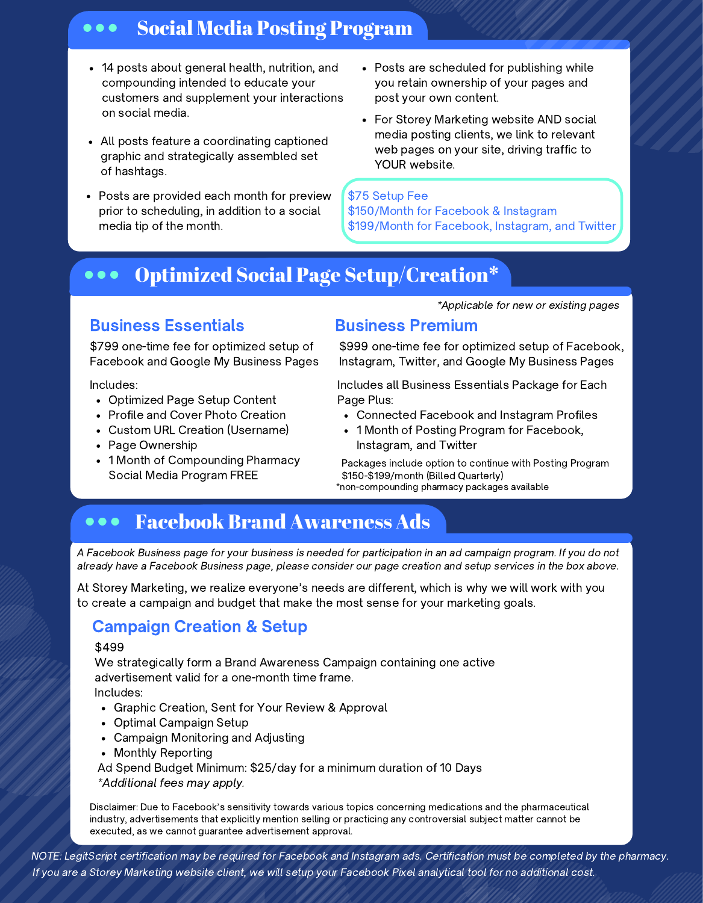## Social Media Posting Program

- 14 posts about general health, nutrition, and compounding intended to educate your customers and supplement your interactions on social media.
- All posts feature a coordinating captioned graphic and strategically assembled set of hashtags.
- Posts are provided each month for preview prior to scheduling, in addition to a social media tip of the month.
- Posts are scheduled for publishing while you retain ownership of your pages and post your own content.
- For Storey Marketing website AND social media posting clients, we link to relevant web pages on your site, driving traffic to YOUR website.

$75 Setup Fee
$150/Month for Facebook & Instagram
$199/Month for Facebook, Instagram, and Twitter

## Optimized Social Page Setup/Creation*

*Applicable for new or existing pages*

### Business Essentials

$799 one-time fee for optimized setup of Facebook and Google My Business Pages

Includes:

- Optimized Page Setup Content
- Profile and Cover Photo Creation
- Custom URL Creation (Username)
- Page Ownership
- 1 Month of Compounding Pharmacy Social Media Program FREE

### Business Premium

$999 one-time fee for optimized setup of Facebook, Instagram, Twitter, and Google My Business Pages

Includes all Business Essentials Package for Each Page Plus:

- Connected Facebook and Instagram Profiles
- 1 Month of Posting Program for Facebook, Instagram, and Twitter

Packages include option to continue with Posting Program $150-$199/month (Billed Quarterly)

*non-compounding pharmacy packages available

## Facebook Brand Awareness Ads

*A Facebook Business page for your business is needed for participation in an ad campaign program. If you do not already have a Facebook Business page, please consider our page creation and setup services in the box above.*

At Storey Marketing, we realize everyone's needs are different, which is why we will work with you to create a campaign and budget that make the most sense for your marketing goals.

### Campaign Creation & Setup

$499

We strategically form a Brand Awareness Campaign containing one active advertisement valid for a one-month time frame.

Includes:

- Graphic Creation, Sent for Your Review & Approval
- Optimal Campaign Setup
- Campaign Monitoring and Adjusting
- Monthly Reporting

Ad Spend Budget Minimum: $25/day for a minimum duration of 10 Days

*\*Additional fees may apply.*

Disclaimer: Due to Facebook's sensitivity towards various topics concerning medications and the pharmaceutical industry, advertisements that explicitly mention selling or practicing any controversial subject matter cannot be executed, as we cannot guarantee advertisement approval.

*NOTE: LegitScript certification may be required for Facebook and Instagram ads. Certification must be completed by the pharmacy. If you are a Storey Marketing website client, we will setup your Facebook Pixel analytical tool for no additional cost.*